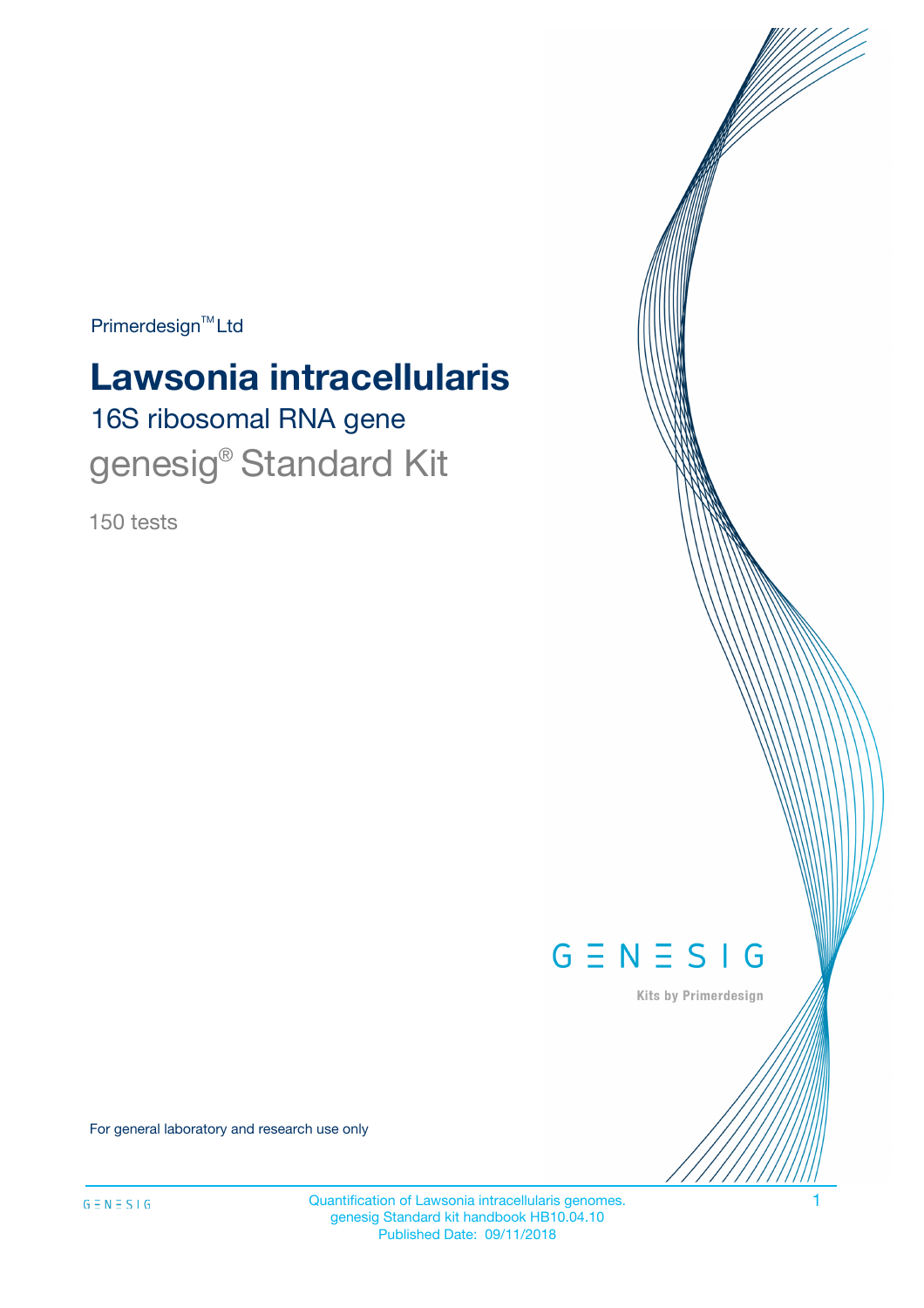Primerdesign™ Ltd

# Lawsonia intracellularis

## 16S ribosomal RNA gene

## genesig® Standard Kit

150 tests

GENESIG

Kits by Primerdesign

For general laboratory and research use only

Quantification of Lawsonia intracellularis genomes.
genesig Standard kit handbook HB10.04.10
Published Date: 09/11/2018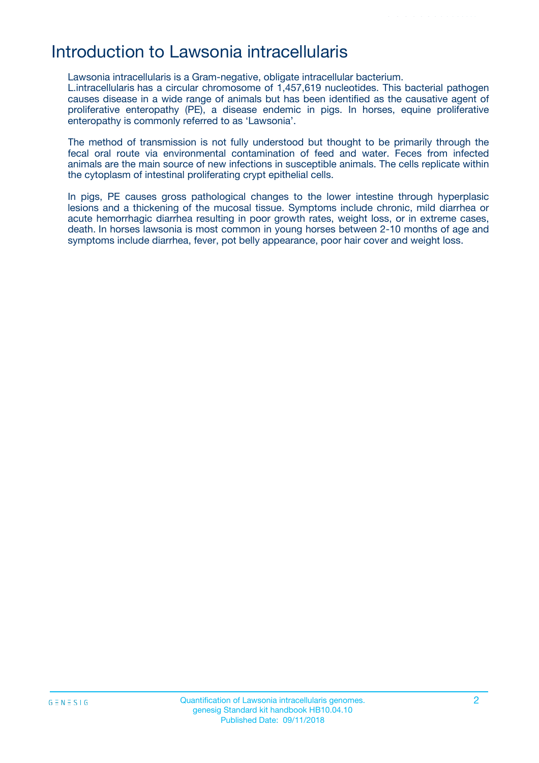# Introduction to Lawsonia intracellularis

Lawsonia intracellularis is a Gram-negative, obligate intracellular bacterium.
L.intracellularis has a circular chromosome of 1,457,619 nucleotides. This bacterial pathogen causes disease in a wide range of animals but has been identified as the causative agent of proliferative enteropathy (PE), a disease endemic in pigs. In horses, equine proliferative enteropathy is commonly referred to as 'Lawsonia'.

The method of transmission is not fully understood but thought to be primarily through the fecal oral route via environmental contamination of feed and water. Feces from infected animals are the main source of new infections in susceptible animals. The cells replicate within the cytoplasm of intestinal proliferating crypt epithelial cells.

In pigs, PE causes gross pathological changes to the lower intestine through hyperplasic lesions and a thickening of the mucosal tissue. Symptoms include chronic, mild diarrhea or acute hemorrhagic diarrhea resulting in poor growth rates, weight loss, or in extreme cases, death. In horses lawsonia is most common in young horses between 2-10 months of age and symptoms include diarrhea, fever, pot belly appearance, poor hair cover and weight loss.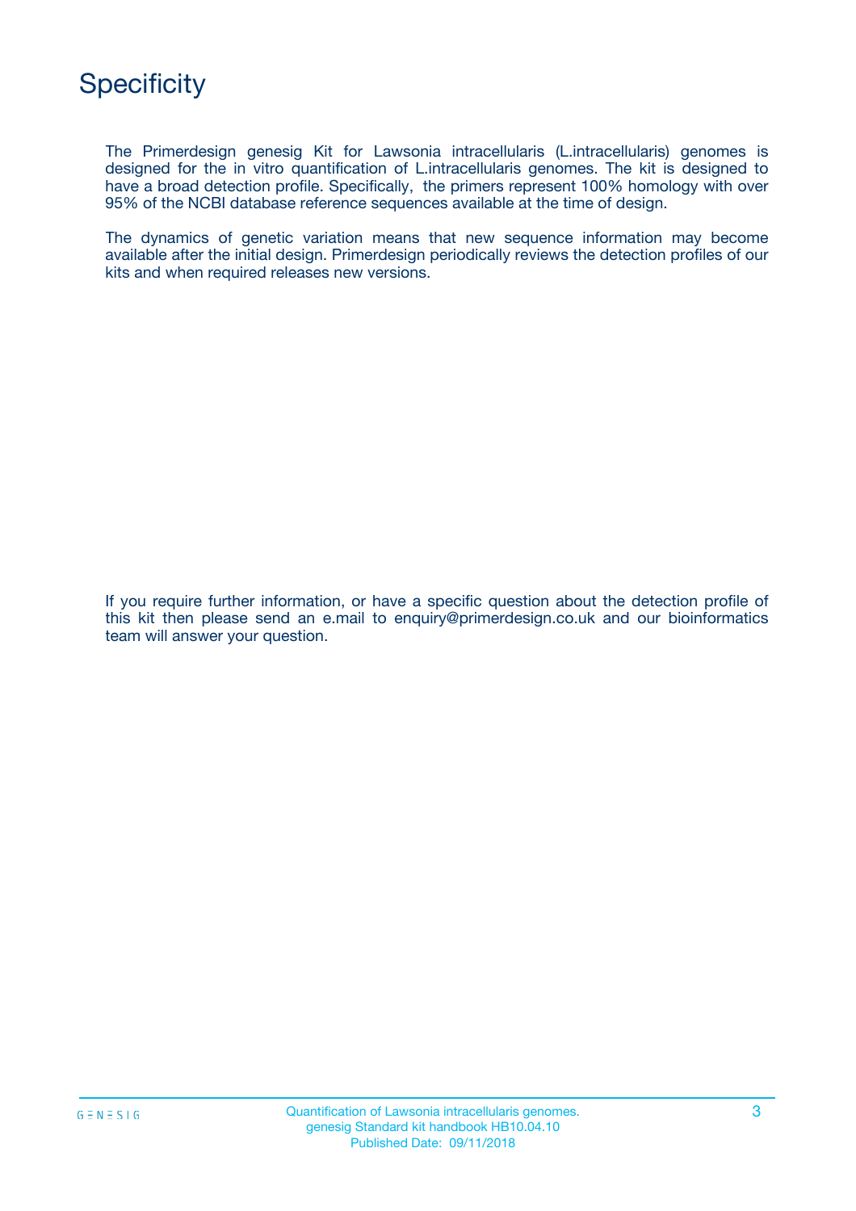# Specificity

The Primerdesign genesig Kit for Lawsonia intracellularis (L.intracellularis) genomes is designed for the in vitro quantification of L.intracellularis genomes. The kit is designed to have a broad detection profile. Specifically, the primers represent 100% homology with over 95% of the NCBI database reference sequences available at the time of design.

The dynamics of genetic variation means that new sequence information may become available after the initial design. Primerdesign periodically reviews the detection profiles of our kits and when required releases new versions.

If you require further information, or have a specific question about the detection profile of this kit then please send an e.mail to enquiry@primerdesign.co.uk and our bioinformatics team will answer your question.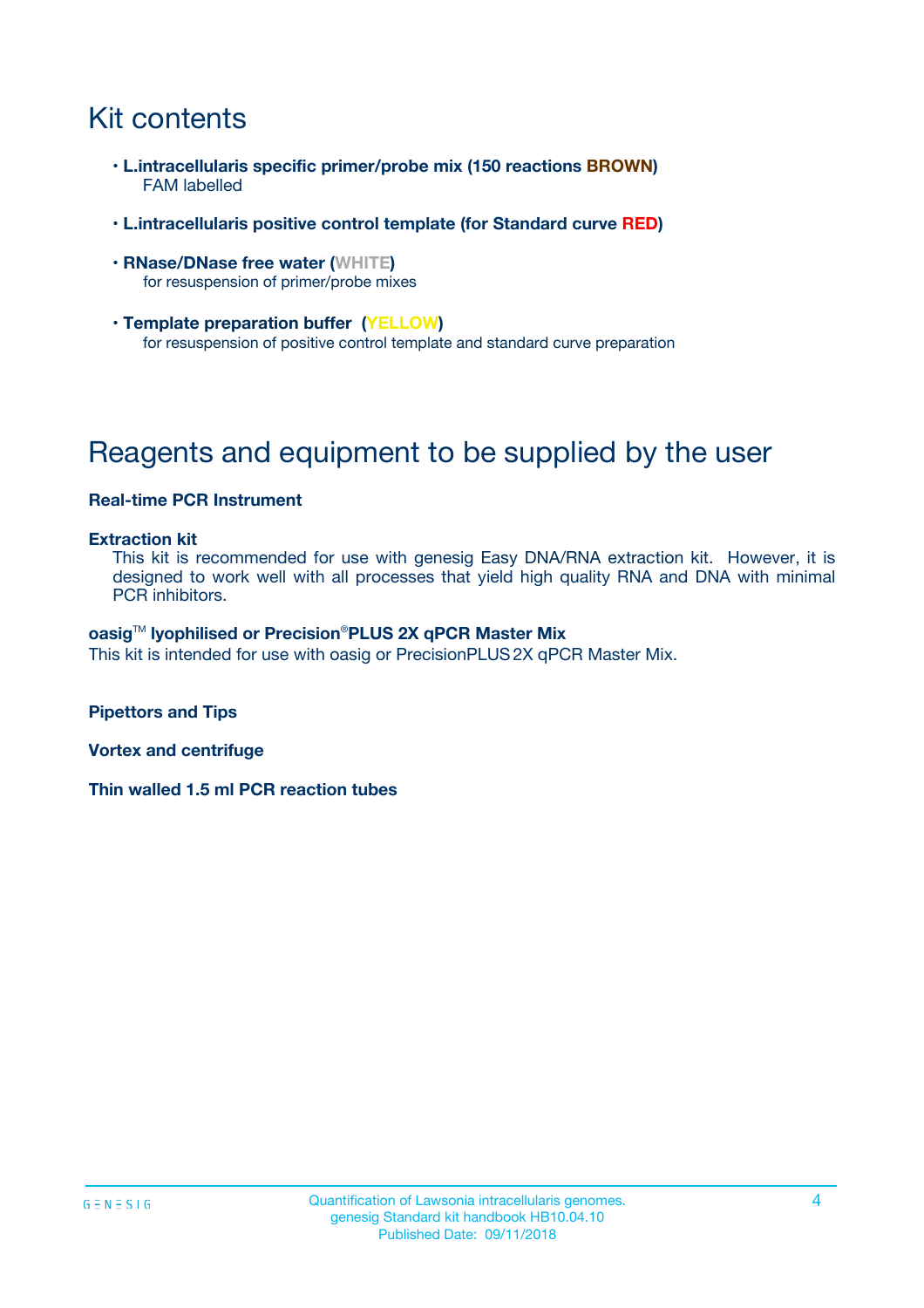# Kit contents

- **L.intracellularis specific primer/probe mix (150 reactions BROWN)**
  FAM labelled
- **L.intracellularis positive control template (for Standard curve RED)**
- **RNase/DNase free water (WHITE)**
  for resuspension of primer/probe mixes
- **Template preparation buffer (YELLOW)**
  for resuspension of positive control template and standard curve preparation

# Reagents and equipment to be supplied by the user

**Real-time PCR Instrument**

**Extraction kit**

This kit is recommended for use with genesig Easy DNA/RNA extraction kit. However, it is designed to work well with all processes that yield high quality RNA and DNA with minimal PCR inhibitors.

**oasig™ lyophilised or Precision®PLUS 2X qPCR Master Mix**

This kit is intended for use with oasig or PrecisionPLUS 2X qPCR Master Mix.

**Pipettors and Tips**

**Vortex and centrifuge**

**Thin walled 1.5 ml PCR reaction tubes**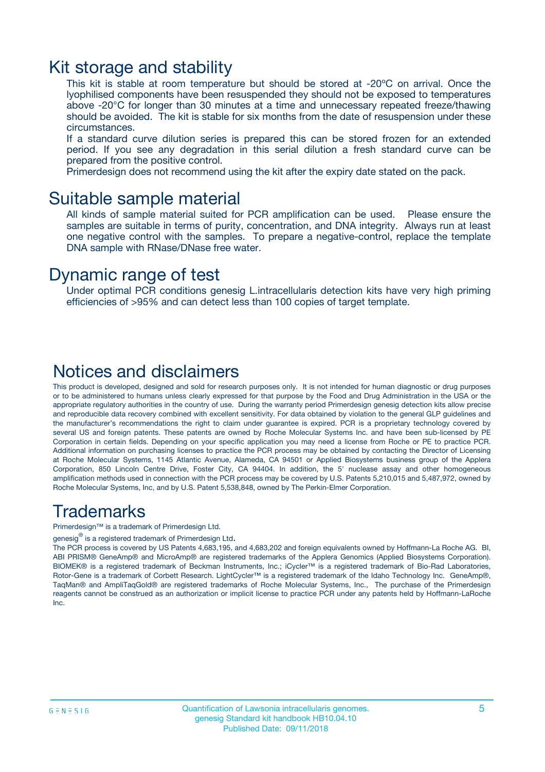# Kit storage and stability

This kit is stable at room temperature but should be stored at -20ºC on arrival. Once the lyophilised components have been resuspended they should not be exposed to temperatures above -20°C for longer than 30 minutes at a time and unnecessary repeated freeze/thawing should be avoided. The kit is stable for six months from the date of resuspension under these circumstances.

If a standard curve dilution series is prepared this can be stored frozen for an extended period. If you see any degradation in this serial dilution a fresh standard curve can be prepared from the positive control.

Primerdesign does not recommend using the kit after the expiry date stated on the pack.

# Suitable sample material

All kinds of sample material suited for PCR amplification can be used. Please ensure the samples are suitable in terms of purity, concentration, and DNA integrity. Always run at least one negative control with the samples. To prepare a negative-control, replace the template DNA sample with RNase/DNase free water.

# Dynamic range of test

Under optimal PCR conditions genesig L.intracellularis detection kits have very high priming efficiencies of >95% and can detect less than 100 copies of target template.

# Notices and disclaimers

This product is developed, designed and sold for research purposes only. It is not intended for human diagnostic or drug purposes or to be administered to humans unless clearly expressed for that purpose by the Food and Drug Administration in the USA or the appropriate regulatory authorities in the country of use. During the warranty period Primerdesign genesig detection kits allow precise and reproducible data recovery combined with excellent sensitivity. For data obtained by violation to the general GLP guidelines and the manufacturer's recommendations the right to claim under guarantee is expired. PCR is a proprietary technology covered by several US and foreign patents. These patents are owned by Roche Molecular Systems Inc. and have been sub-licensed by PE Corporation in certain fields. Depending on your specific application you may need a license from Roche or PE to practice PCR. Additional information on purchasing licenses to practice the PCR process may be obtained by contacting the Director of Licensing at Roche Molecular Systems, 1145 Atlantic Avenue, Alameda, CA 94501 or Applied Biosystems business group of the Applera Corporation, 850 Lincoln Centre Drive, Foster City, CA 94404. In addition, the 5' nuclease assay and other homogeneous amplification methods used in connection with the PCR process may be covered by U.S. Patents 5,210,015 and 5,487,972, owned by Roche Molecular Systems, Inc, and by U.S. Patent 5,538,848, owned by The Perkin-Elmer Corporation.

# Trademarks

Primerdesign™ is a trademark of Primerdesign Ltd.

genesig® is a registered trademark of Primerdesign Ltd.

The PCR process is covered by US Patents 4,683,195, and 4,683,202 and foreign equivalents owned by Hoffmann-La Roche AG. BI, ABI PRISM® GeneAmp® and MicroAmp® are registered trademarks of the Applera Genomics (Applied Biosystems Corporation). BIOMEK® is a registered trademark of Beckman Instruments, Inc.; iCycler™ is a registered trademark of Bio-Rad Laboratories, Rotor-Gene is a trademark of Corbett Research. LightCycler™ is a registered trademark of the Idaho Technology Inc. GeneAmp®, TaqMan® and AmpliTaqGold® are registered trademarks of Roche Molecular Systems, Inc., The purchase of the Primerdesign reagents cannot be construed as an authorization or implicit license to practice PCR under any patents held by Hoffmann-LaRoche Inc.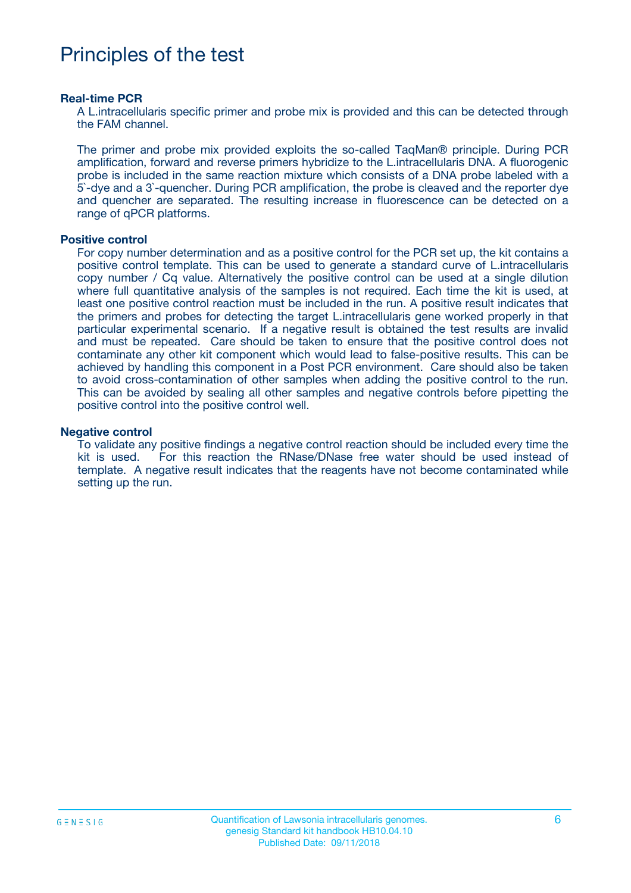# Principles of the test

**Real-time PCR**

A L.intracellularis specific primer and probe mix is provided and this can be detected through the FAM channel.

The primer and probe mix provided exploits the so-called TaqMan® principle. During PCR amplification, forward and reverse primers hybridize to the L.intracellularis DNA. A fluorogenic probe is included in the same reaction mixture which consists of a DNA probe labeled with a 5`-dye and a 3`-quencher. During PCR amplification, the probe is cleaved and the reporter dye and quencher are separated. The resulting increase in fluorescence can be detected on a range of qPCR platforms.

**Positive control**

For copy number determination and as a positive control for the PCR set up, the kit contains a positive control template. This can be used to generate a standard curve of L.intracellularis copy number / Cq value. Alternatively the positive control can be used at a single dilution where full quantitative analysis of the samples is not required. Each time the kit is used, at least one positive control reaction must be included in the run. A positive result indicates that the primers and probes for detecting the target L.intracellularis gene worked properly in that particular experimental scenario. If a negative result is obtained the test results are invalid and must be repeated. Care should be taken to ensure that the positive control does not contaminate any other kit component which would lead to false-positive results. This can be achieved by handling this component in a Post PCR environment. Care should also be taken to avoid cross-contamination of other samples when adding the positive control to the run. This can be avoided by sealing all other samples and negative controls before pipetting the positive control into the positive control well.

**Negative control**

To validate any positive findings a negative control reaction should be included every time the kit is used. For this reaction the RNase/DNase free water should be used instead of template. A negative result indicates that the reagents have not become contaminated while setting up the run.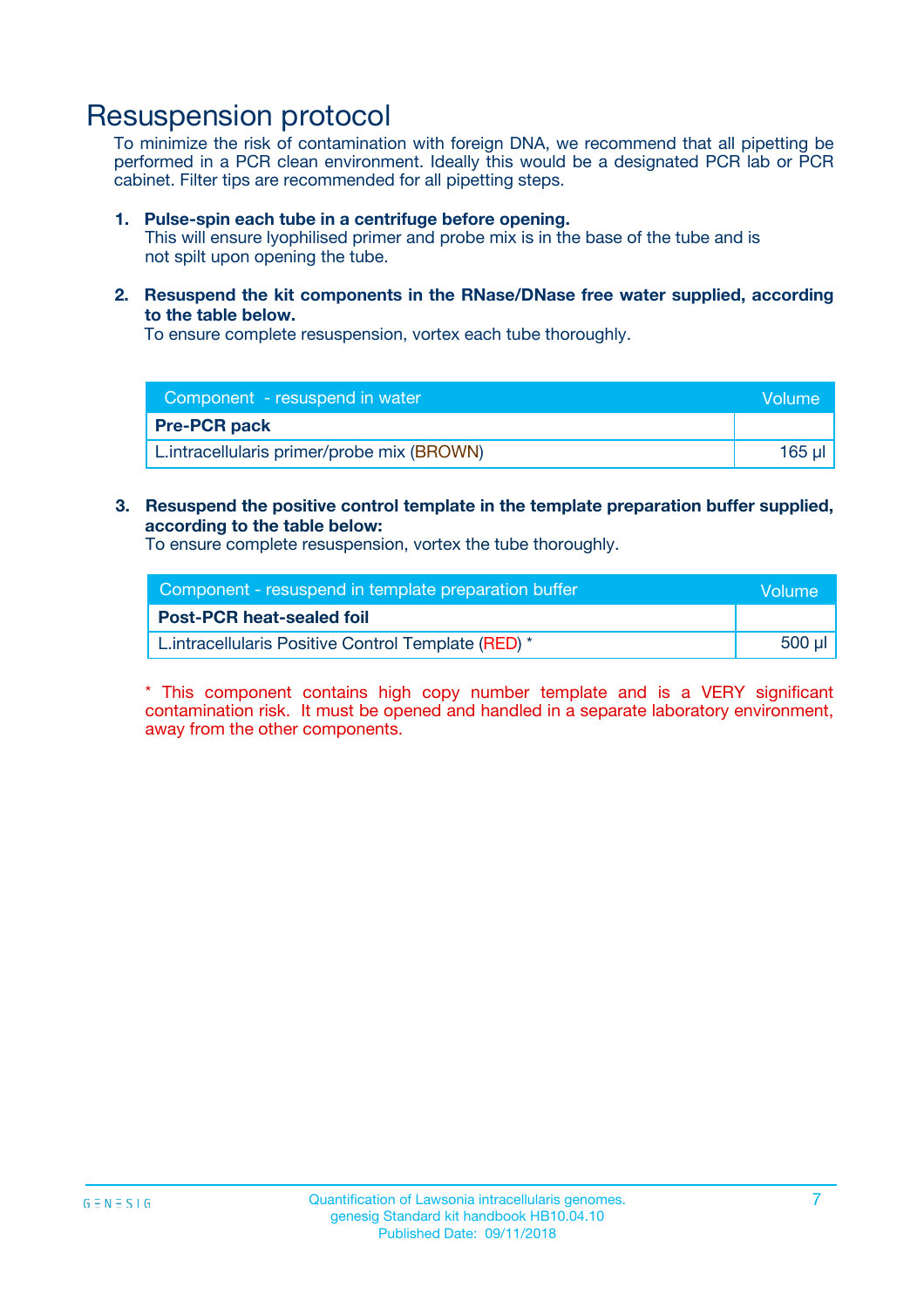# Resuspension protocol

To minimize the risk of contamination with foreign DNA, we recommend that all pipetting be performed in a PCR clean environment. Ideally this would be a designated PCR lab or PCR cabinet. Filter tips are recommended for all pipetting steps.

1. **Pulse-spin each tube in a centrifuge before opening.**
   This will ensure lyophilised primer and probe mix is in the base of the tube and is not spilt upon opening the tube.

2. **Resuspend the kit components in the RNase/DNase free water supplied, according to the table below.**
   To ensure complete resuspension, vortex each tube thoroughly.

| Component - resuspend in water | Volume |
|---|---|
| **Pre-PCR pack** | |
| L.intracellularis primer/probe mix (BROWN) | 165 µl |

3. **Resuspend the positive control template in the template preparation buffer supplied, according to the table below:**
   To ensure complete resuspension, vortex the tube thoroughly.

| Component - resuspend in template preparation buffer | Volume |
|---|---|
| **Post-PCR heat-sealed foil** | |
| L.intracellularis Positive Control Template (RED) * | 500 µl |

* This component contains high copy number template and is a VERY significant contamination risk. It must be opened and handled in a separate laboratory environment, away from the other components.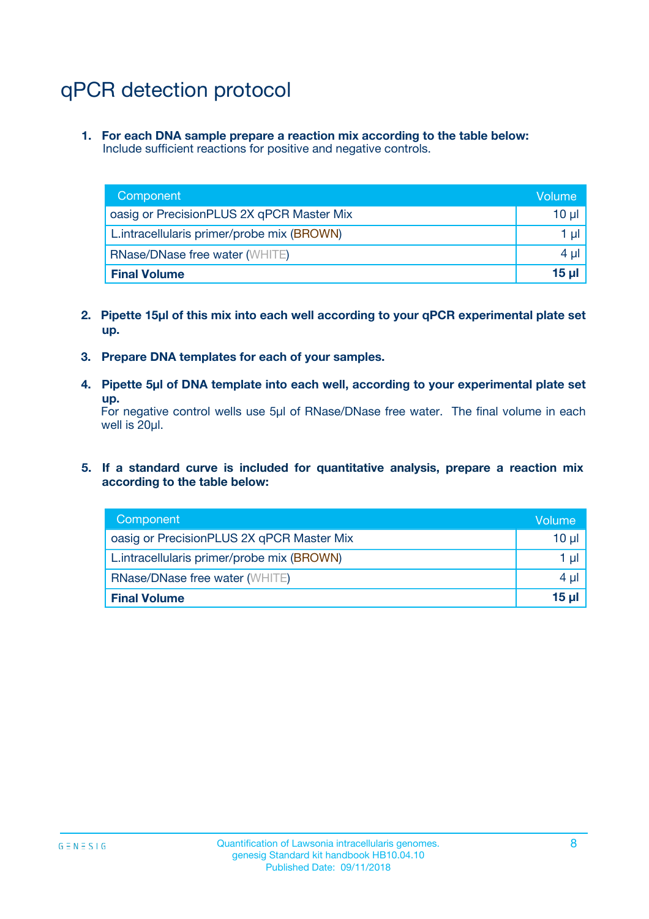# qPCR detection protocol

1. **For each DNA sample prepare a reaction mix according to the table below:**
   Include sufficient reactions for positive and negative controls.

| Component | Volume |
|---|---|
| oasig or PrecisionPLUS 2X qPCR Master Mix | 10 µl |
| L.intracellularis primer/probe mix (BROWN) | 1 µl |
| RNase/DNase free water (WHITE) | 4 µl |
| **Final Volume** | **15 µl** |

2. **Pipette 15µl of this mix into each well according to your qPCR experimental plate set up.**

3. **Prepare DNA templates for each of your samples.**

4. **Pipette 5µl of DNA template into each well, according to your experimental plate set up.**
   For negative control wells use 5µl of RNase/DNase free water. The final volume in each well is 20µl.

5. **If a standard curve is included for quantitative analysis, prepare a reaction mix according to the table below:**

| Component | Volume |
|---|---|
| oasig or PrecisionPLUS 2X qPCR Master Mix | 10 µl |
| L.intracellularis primer/probe mix (BROWN) | 1 µl |
| RNase/DNase free water (WHITE) | 4 µl |
| **Final Volume** | **15 µl** |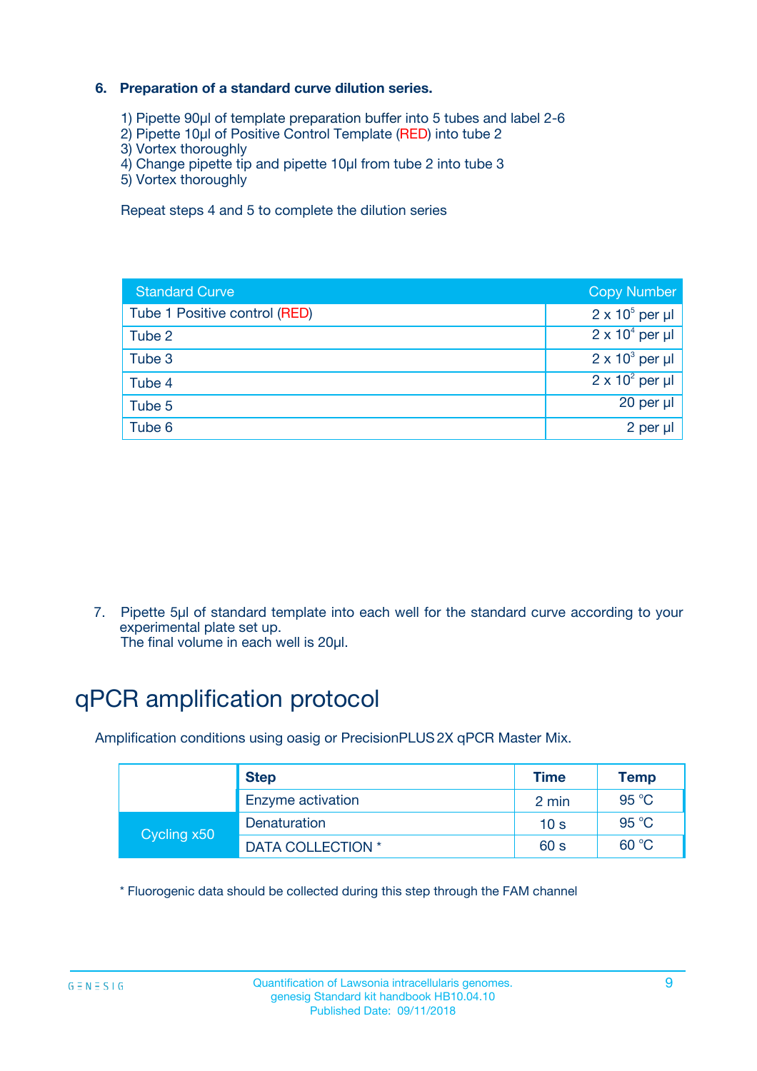### 6. Preparation of a standard curve dilution series.

1) Pipette 90µl of template preparation buffer into 5 tubes and label 2-6
2) Pipette 10µl of Positive Control Template (RED) into tube 2
3) Vortex thoroughly
4) Change pipette tip and pipette 10µl from tube 2 into tube 3
5) Vortex thoroughly

Repeat steps 4 and 5 to complete the dilution series

| Standard Curve | Copy Number |
|---|---|
| Tube 1 Positive control (RED) | $2 \times 10^5$ per µl |
| Tube 2 | $2 \times 10^4$ per µl |
| Tube 3 | $2 \times 10^3$ per µl |
| Tube 4 | $2 \times 10^2$ per µl |
| Tube 5 | 20 per µl |
| Tube 6 | 2 per µl |

7. Pipette 5µl of standard template into each well for the standard curve according to your experimental plate set up.
   The final volume in each well is 20µl.

# qPCR amplification protocol

Amplification conditions using oasig or PrecisionPLUS 2X qPCR Master Mix.

| | Step | Time | Temp |
|---|---|---|---|
| | Enzyme activation | 2 min | 95 °C |
| Cycling x50 | Denaturation | 10 s | 95 °C |
| | DATA COLLECTION * | 60 s | 60 °C |

* Fluorogenic data should be collected during this step through the FAM channel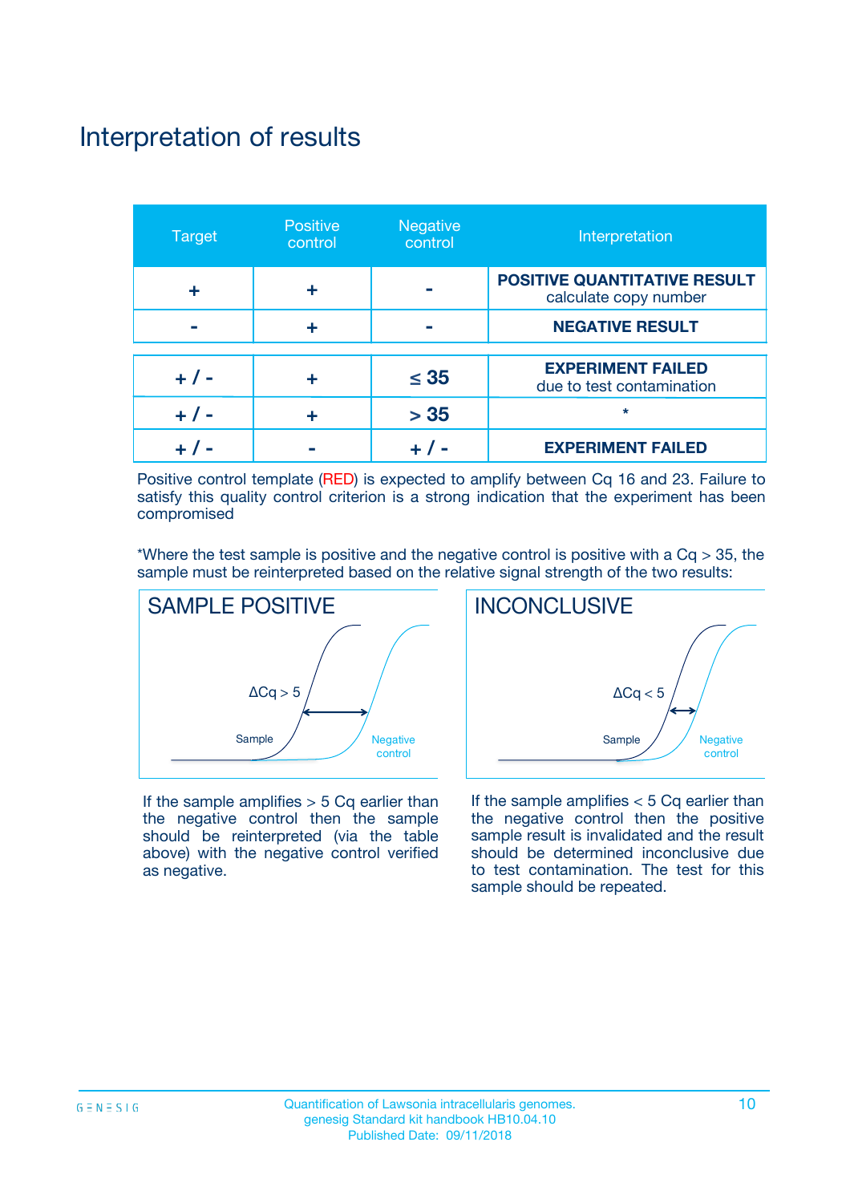# Interpretation of results

| Target | Positive control | Negative control | Interpretation |
|---|---|---|---|
| + | + | - | **POSITIVE QUANTITATIVE RESULT** calculate copy number |
| - | + | - | **NEGATIVE RESULT** |
| + / - | + | ≤ 35 | **EXPERIMENT FAILED** due to test contamination |
| + / - | + | > 35 | * |
| + / - | - | + / - | **EXPERIMENT FAILED** |

Positive control template (RED) is expected to amplify between Cq 16 and 23. Failure to satisfy this quality control criterion is a strong indication that the experiment has been compromised

*Where the test sample is positive and the negative control is positive with a Cq > 35, the sample must be reinterpreted based on the relative signal strength of the two results:

SAMPLE POSITIVE

ΔCq > 5

Sample

Negative control

If the sample amplifies > 5 Cq earlier than the negative control then the sample should be reinterpreted (via the table above) with the negative control verified as negative.

INCONCLUSIVE

ΔCq < 5

Sample

Negative control

If the sample amplifies < 5 Cq earlier than the negative control then the positive sample result is invalidated and the result should be determined inconclusive due to test contamination. The test for this sample should be repeated.